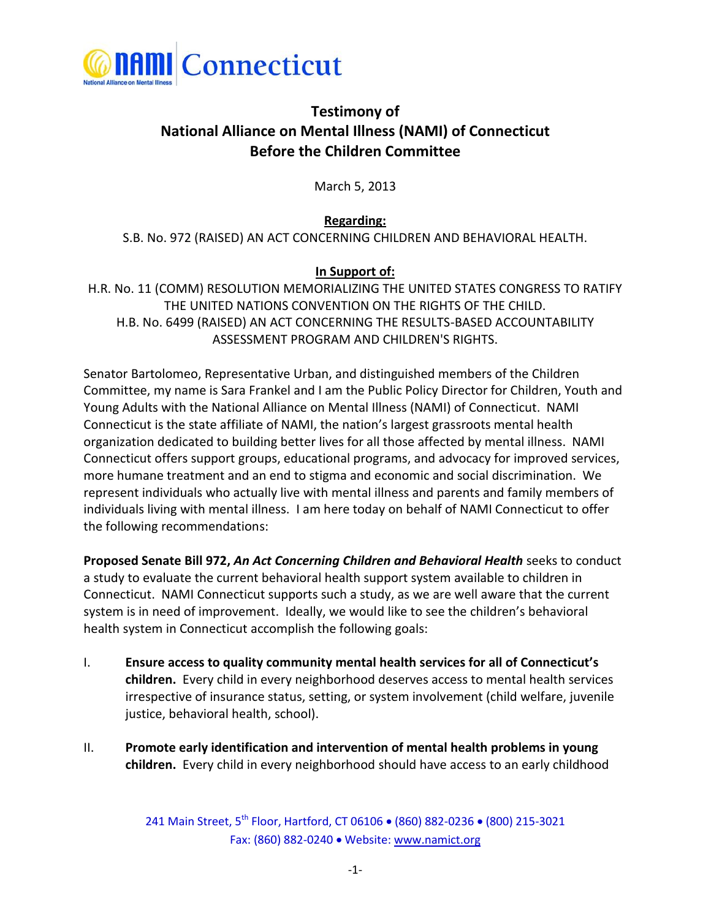NAMI Connecticut

**Testimony of**
**National Alliance on Mental Illness (NAMI) of Connecticut**
**Before the Children Committee**

March 5, 2013

**Regarding:**

S.B. No. 972 (RAISED) AN ACT CONCERNING CHILDREN AND BEHAVIORAL HEALTH.

**In Support of:**

H.R. No. 11 (COMM) RESOLUTION MEMORIALIZING THE UNITED STATES CONGRESS TO RATIFY THE UNITED NATIONS CONVENTION ON THE RIGHTS OF THE CHILD.

H.B. No. 6499 (RAISED) AN ACT CONCERNING THE RESULTS-BASED ACCOUNTABILITY ASSESSMENT PROGRAM AND CHILDREN'S RIGHTS.

Senator Bartolomeo, Representative Urban, and distinguished members of the Children Committee, my name is Sara Frankel and I am the Public Policy Director for Children, Youth and Young Adults with the National Alliance on Mental Illness (NAMI) of Connecticut. NAMI Connecticut is the state affiliate of NAMI, the nation's largest grassroots mental health organization dedicated to building better lives for all those affected by mental illness. NAMI Connecticut offers support groups, educational programs, and advocacy for improved services, more humane treatment and an end to stigma and economic and social discrimination. We represent individuals who actually live with mental illness and parents and family members of individuals living with mental illness. I am here today on behalf of NAMI Connecticut to offer the following recommendations:

**Proposed Senate Bill 972, *An Act Concerning Children and Behavioral Health*** seeks to conduct a study to evaluate the current behavioral health support system available to children in Connecticut. NAMI Connecticut supports such a study, as we are well aware that the current system is in need of improvement. Ideally, we would like to see the children's behavioral health system in Connecticut accomplish the following goals:

I. **Ensure access to quality community mental health services for all of Connecticut's children.** Every child in every neighborhood deserves access to mental health services irrespective of insurance status, setting, or system involvement (child welfare, juvenile justice, behavioral health, school).

II. **Promote early identification and intervention of mental health problems in young children.** Every child in every neighborhood should have access to an early childhood

241 Main Street, 5th Floor, Hartford, CT 06106 • (860) 882-0236 • (800) 215-3021
Fax: (860) 882-0240 • Website: www.namict.org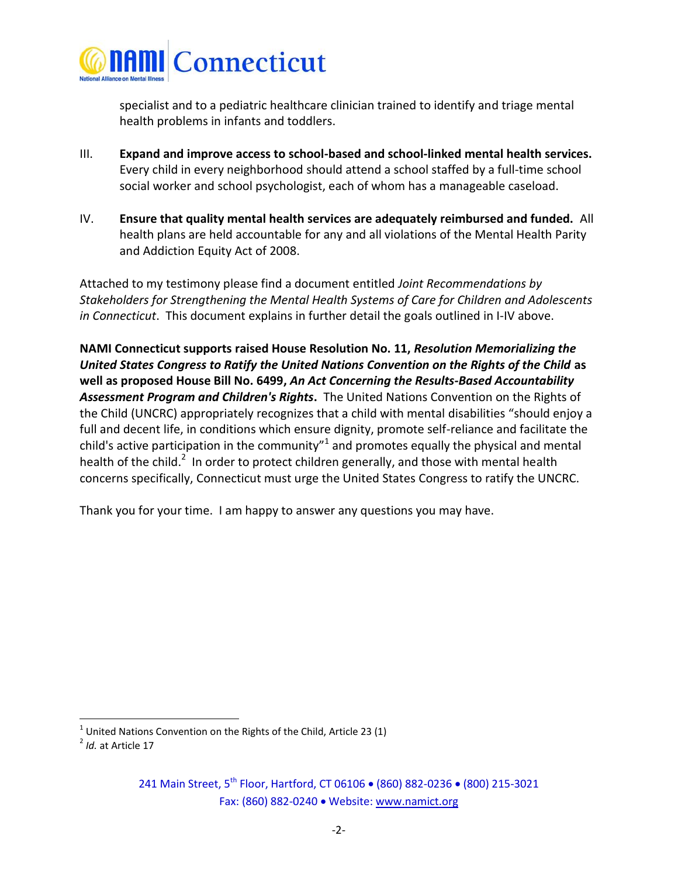specialist and to a pediatric healthcare clinician trained to identify and triage mental health problems in infants and toddlers.

III. **Expand and improve access to school-based and school-linked mental health services.** Every child in every neighborhood should attend a school staffed by a full-time school social worker and school psychologist, each of whom has a manageable caseload.

IV. **Ensure that quality mental health services are adequately reimbursed and funded.** All health plans are held accountable for any and all violations of the Mental Health Parity and Addiction Equity Act of 2008.

Attached to my testimony please find a document entitled *Joint Recommendations by Stakeholders for Strengthening the Mental Health Systems of Care for Children and Adolescents in Connecticut*. This document explains in further detail the goals outlined in I-IV above.

**NAMI Connecticut supports raised House Resolution No. 11, *Resolution Memorializing the United States Congress to Ratify the United Nations Convention on the Rights of the Child* as well as proposed House Bill No. 6499, *An Act Concerning the Results-Based Accountability Assessment Program and Children's Rights*.** The United Nations Convention on the Rights of the Child (UNCRC) appropriately recognizes that a child with mental disabilities "should enjoy a full and decent life, in conditions which ensure dignity, promote self-reliance and facilitate the child's active participation in the community"[1] and promotes equally the physical and mental health of the child.[2] In order to protect children generally, and those with mental health concerns specifically, Connecticut must urge the United States Congress to ratify the UNCRC.

Thank you for your time. I am happy to answer any questions you may have.

---

[1] United Nations Convention on the Rights of the Child, Article 23 (1)

[2] *Id.* at Article 17

241 Main Street, 5th Floor, Hartford, CT 06106 • (860) 882-0236 • (800) 215-3021
Fax: (860) 882-0240 • Website: www.namict.org